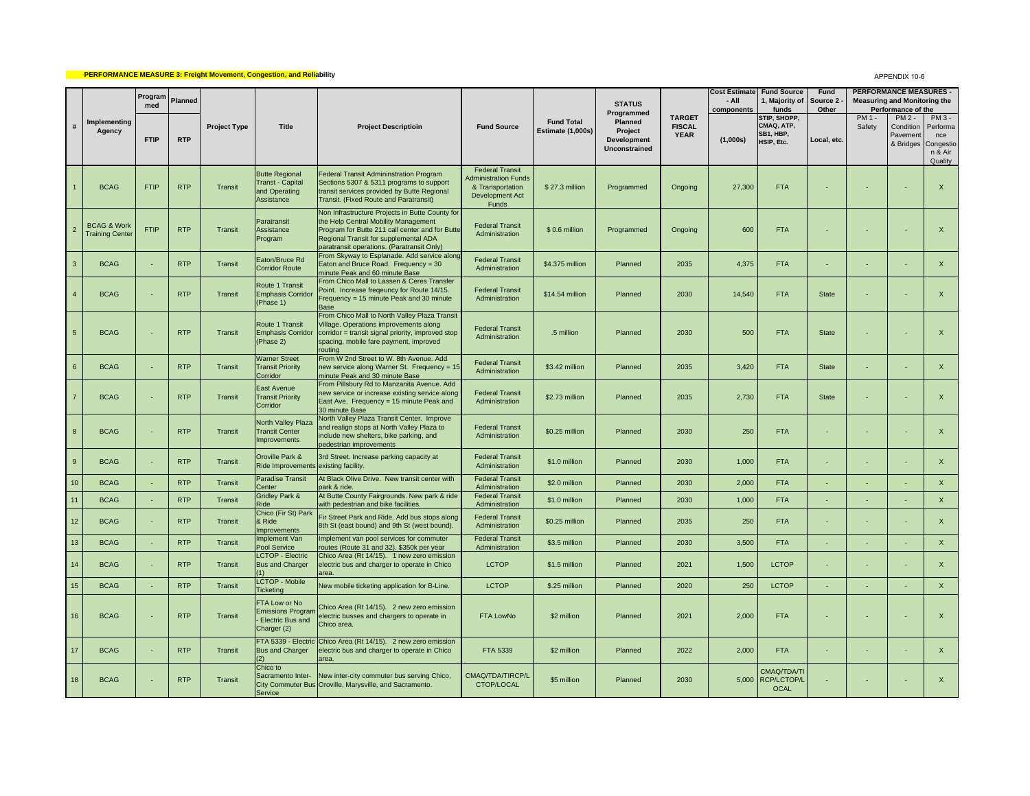**PERFORMANCE MEASURE 3: Freight Movement, Congestion, and Reliability**

APPENDIX 10-6

| # | Implementing Agency | Programmed FTIP | Planned RTP | Project Type | Title | Project Descriptioin | Fund Source | Fund Total Estimate (1,000s) | STATUS Programmed Planned Project Development Unconstrained | TARGET FISCAL YEAR | Cost Estimate - All components (1,000s) | Fund Source 1, Majority of funds STIP, SHOPP, CMAQ, ATP, SB1, HBP, HSIP, Etc. | Fund Source 2 - Other Local, etc. | PERFORMANCE MEASURES - Measuring and Monitoring the Performance of the PM 1 - Safety | PM 2 - Condition Pavement & Bridges | PM 3 - Performance Congestion & Air Quality |
|---|---|---|---|---|---|---|---|---|---|---|---|---|---|---|---|---|
| 1 | BCAG | FTIP | RTP | Transit | Butte Regional Transt - Capital and Operating Assistance | Federal Transit Admininstration Program Sections 5307 & 5311 programs to support transit services provided by Butte Regional Transit. (Fixed Route and Paratransit) | Federal Transit Administration Funds & Transportation Development Act Funds | $ 27.3 million | Programmed | Ongoing | 27,300 | FTA | - | - | - | X |
| 2 | BCAG & Work Training Center | FTIP | RTP | Transit | Paratransit Assistance Program | Non Infrastructure Projects in Butte County for the Help Central Mobility Management Program for Butte 211 call center and for Butte Regional Transit for supplemental ADA paratransit operations. (Paratransit Only) | Federal Transit Administration | $ 0.6 million | Programmed | Ongoing | 600 | FTA | - | - | - | X |
| 3 | BCAG | - | RTP | Transit | Eaton/Bruce Rd Corridor Route | From Skyway to Esplanade. Add service along Eaton and Bruce Road. Frequency = 30 minute Peak and 60 minute Base | Federal Transit Administration | $4.375 million | Planned | 2035 | 4,375 | FTA | - | - | - | X |
| 4 | BCAG | - | RTP | Transit | Route 1 Transit Emphasis Corridor (Phase 1) | From Chico Mall to Lassen & Ceres Transfer Point. Increase freqeuncy for Route 14/15. Frequency = 15 minute Peak and 30 minute Base | Federal Transit Administration | $14.54 million | Planned | 2030 | 14,540 | FTA | State | - | - | X |
| 5 | BCAG | - | RTP | Transit | Route 1 Transit Emphasis Corridor (Phase 2) | From Chico Mall to North Valley Plaza Transit Village. Operations improvements along corridor = transit signal priority, improved stop spacing, mobile fare payment, improved routing | Federal Transit Administration | .5 million | Planned | 2030 | 500 | FTA | State | - | - | X |
| 6 | BCAG | - | RTP | Transit | Warner Street Transit Priority Corridor | From W 2nd Street to W. 8th Avenue. Add new service along Warner St. Frequency = 15 minute Peak and 30 minute Base | Federal Transit Administration | $3.42 million | Planned | 2035 | 3,420 | FTA | State | - | - | X |
| 7 | BCAG | - | RTP | Transit | East Avenue Transit Priority Corridor | From Pillsbury Rd to Manzanita Avenue. Add new service or increase existing service along East Ave. Frequency = 15 minute Peak and 30 minute Base | Federal Transit Administration | $2.73 million | Planned | 2035 | 2,730 | FTA | State | - | - | X |
| 8 | BCAG | - | RTP | Transit | North Valley Plaza Transit Center Improvements | North Valley Plaza Transit Center. Improve and realign stops at North Valley Plaza to include new shelters, bike parking, and pedestrian improvements | Federal Transit Administration | $0.25 million | Planned | 2030 | 250 | FTA | - | - | - | X |
| 9 | BCAG | - | RTP | Transit | Oroville Park & Ride Improvements | 3rd Street. Increase parking capacity at existing facility. | Federal Transit Administration | $1.0 million | Planned | 2030 | 1,000 | FTA | - | - | - | X |
| 10 | BCAG | - | RTP | Transit | Paradise Transit Center | At Black Olive Drive. New transit center with park & ride. | Federal Transit Administration | $2.0 million | Planned | 2030 | 2,000 | FTA | - | - | - | X |
| 11 | BCAG | - | RTP | Transit | Gridley Park & Ride | At Butte County Fairgrounds. New park & ride with pedestrian and bike facilities. | Federal Transit Administration | $1.0 million | Planned | 2030 | 1,000 | FTA | - | - | - | X |
| 12 | BCAG | - | RTP | Transit | Chico (Fir St) Park & Ride Improvements | Fir Street Park and Ride. Add bus stops along 8th St (east bound) and 9th St (west bound). | Federal Transit Administration | $0.25 million | Planned | 2035 | 250 | FTA | - | - | - | X |
| 13 | BCAG | - | RTP | Transit | Implement Van Pool Service | Implement van pool services for commuter routes (Route 31 and 32). $350k per year | Federal Transit Administration | $3.5 million | Planned | 2030 | 3,500 | FTA | - | - | - | X |
| 14 | BCAG | - | RTP | Transit | LCTOP - Electric Bus and Charger (1) | Chico Area (Rt 14/15). 1 new zero emission electric bus and charger to operate in Chico area. | LCTOP | $1.5 million | Planned | 2021 | 1,500 | LCTOP | - | - | - | X |
| 15 | BCAG | - | RTP | Transit | LCTOP - Mobile Ticketing | New mobile ticketing application for B-Line. | LCTOP | $.25 million | Planned | 2020 | 250 | LCTOP | - | - | - | X |
| 16 | BCAG | - | RTP | Transit | FTA Low or No Emissions Program - Electric Bus and Charger (2) | Chico Area (Rt 14/15). 2 new zero emission electric busses and chargers to operate in Chico area. | FTA LowNo | $2 million | Planned | 2021 | 2,000 | FTA | - | - | - | X |
| 17 | BCAG | - | RTP | Transit | FTA 5339 - Electric Bus and Charger (2) | Chico Area (Rt 14/15). 2 new zero emission electric bus and charger to operate in Chico area. | FTA 5339 | $2 million | Planned | 2022 | 2,000 | FTA | - | - | - | X |
| 18 | BCAG | - | RTP | Transit | Chico to Sacramento Inter-City Commuter Bus Service | New inter-city commuter bus serving Chico, Oroville, Marysville, and Sacramento. | CMAQ/TDA/TIRCP/LCTOP/LOCAL | $5 million | Planned | 2030 | 5,000 | CMAQ/TDA/TIRCP/LCTOP/LOCAL | - | - | - | X |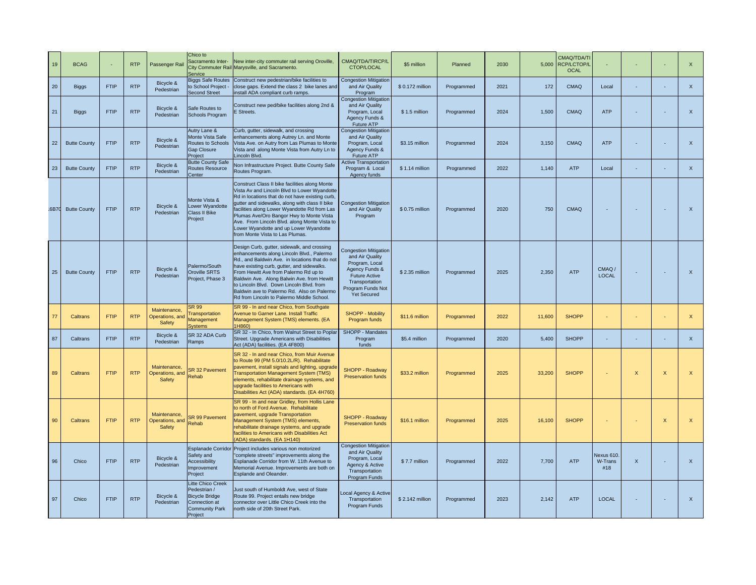| 19 | BCAG | - | RTP | Passenger Rail | Chico to Sacramento Inter-City Commuter Rail Service | New inter-city commuter rail serving Oroville, Marysville, and Sacramento. | CMAQ/TDA/TIRCP/LCTOP/LOCAL | $5 million | Planned | 2030 | 5,000 | CMAQ/TDA/TIRCP/LCTOP/LOCAL | - | - | - | X |
|---|---|---|---|---|---|---|---|---|---|---|---|---|---|---|---|---|
| 20 | Biggs | FTIP | RTP | Bicycle & Pedestrian | Biggs Safe Routes to School Project - Second Street | Construct new pedestrian/bike facilities to close gaps. Extend the class 2 bike lanes and install ADA compliant curb ramps. | Congestion Mitigation and Air Quality Program | $ 0.172 million | Programmed | 2021 | 172 | CMAQ | Local | - | - | X |
| 21 | Biggs | FTIP | RTP | Bicycle & Pedestrian | Safe Routes to Schools Program | Construct new ped/bike facilities along 2nd & E Streets. | Congestion Mitigation and Air Quality Program, Local Agency Funds & Future ATP | $ 1.5 million | Programmed | 2024 | 1,500 | CMAQ | ATP | - | - | X |
| 22 | Butte County | FTIP | RTP | Bicycle & Pedestrian | Autry Lane & Monte Vista Safe Routes to Schools Gap Closure Project | Curb, gutter, sidewalk, and crossing enhancements along Autrey Ln. and Monte Vista Ave. on Autry from Las Plumas to Monte Vista and along Monte Vista from Autry Ln to Lincoln Blvd. | Congestion Mitigation and Air Quality Program, Local Agency Funds & Future ATP | $3.15 million | Programmed | 2024 | 3,150 | CMAQ | ATP | - | - | X |
| 23 | Butte County | FTIP | RTP | Bicycle & Pedestrian | Butte County Safe Routes Resource Center | Non Infrastructure Project. Butte County Safe Routes Program. | Active Transportation Program & Local Agency funds | $ 1.14 million | Programmed | 2022 | 1,140 | ATP | Local | - | - | X |
| .6B7C | Butte County | FTIP | RTP | Bicycle & Pedestrian | Monte Vista & Lower Wyandotte Class II Bike Project | Construct Class II bike facilities along Monte Vista Av and Lincoln Blvd to Lower Wyandotte Rd in locations that do not have existing curb, gutter and sidewalks, along with class II bike facilities along Lower Wyandotte Rd from Las Plumas Ave/Oro Bangor Hwy to Monte Vista Ave. From Lincoln Blvd. along Monte Vista to Lower Wyandotte and up Lower Wyandotte from Monte Vista to Las Plumas. | Congestion Mitigation and Air Quality Program | $ 0.75 million | Programmed | 2020 | 750 | CMAQ | - | - | - | X |
| 25 | Butte County | FTIP | RTP | Bicycle & Pedestrian | Palermo/South Oroville SRTS Project, Phase 3 | Design Curb, gutter, sidewalk, and crossing enhancements along Lincoln Blvd., Palermo Rd., and Baldwin Ave. in locations that do not have existing curb, gutter, and sidewalks. From Hewitt Ave from Palermo Rd up to Baldwin Ave. Along Balwin Ave. from Hewitt to Lincoln Blvd. Down Lincoln Blvd. from Baldwin ave to Palermo Rd. Also on Palermo Rd from Lincoln to Palermo Middle School. | Congestion Mitigation and Air Quality Program, Local Agency Funds & Future Active Transportation Program Funds Not Yet Secured | $ 2.35 million | Programmed | 2025 | 2,350 | ATP | CMAQ / LOCAL | - | - | X |
| 77 | Caltrans | FTIP | RTP | Maintenance, Operations, and Safety | SR 99 Transportation Management Systems | SR 99 - In and near Chico, from Southgate Avenue to Garner Lane. Install Traffic Management System (TMS) elements. (EA 1H860) | SHOPP - Mobility Program funds | $11.6 million | Programmed | 2022 | 11,600 | SHOPP | - | - | - | X |
| 87 | Caltrans | FTIP | RTP | Bicycle & Pedestrian | SR 32 ADA Curb Ramps | SR 32 - In Chico, from Walnut Street to Poplar Street. Upgrade Americans with Disabilities Act (ADA) facilities. (EA 4F800) | SHOPP - Mandates Program funds | $5.4 million | Programmed | 2020 | 5,400 | SHOPP | - | - | - | X |
| 89 | Caltrans | FTIP | RTP | Maintenance, Operations, and Safety | SR 32 Pavement Rehab | SR 32 - In and near Chico, from Muir Avenue to Route 99 (PM 5.0/10.2L/R). Rehabilitate pavement, install signals and lighting, upgrade Transportation Management System (TMS) elements, rehabilitate drainage systems, and upgrade facilities to Americans with Disabilities Act (ADA) standards. (EA 4H760) | SHOPP - Roadway Preservation funds | $33.2 million | Programmed | 2025 | 33,200 | SHOPP | - | X | X | X |
| 90 | Caltrans | FTIP | RTP | Maintenance, Operations, and Safety | SR 99 Pavement Rehab | SR 99 - In and near Gridley, from Hollis Lane to north of Ford Avenue. Rehabilitate pavement, upgrade Transportation Management System (TMS) elements, rehabilitate drainage systems, and upgrade facilities to Americans with Disabilities Act (ADA) standards. (EA 1H140) | SHOPP - Roadway Preservation funds | $16.1 million | Programmed | 2025 | 16,100 | SHOPP | - | - | X | X |
| 96 | Chico | FTIP | RTP | Bicycle & Pedestrian | Esplanade Corridor Safety and Accessibility Improvement Project | Project includes various non motorized "complete streets" improvements along the Esplanade Corridor from W. 11th Avenue to Memorial Avenue. Improvements are both on Esplande and Oleander. | Congestion Mitigation and Air Quality Program, Local Agency & Active Transportation Program Funds | $ 7.7 million | Programmed | 2022 | 7,700 | ATP | Nexus 610. W-Trans #18 | X | - | X |
| 97 | Chico | FTIP | RTP | Bicycle & Pedestrian | Litte Chico Creek Pedestrian / Bicycle Bridge Connection at Community Park Project | Just south of Humboldt Ave, west of State Route 99. Project entails new bridge connector over Little Chico Creek into the north side of 20th Street Park. | Local Agency & Active Transportation Program Funds | $ 2.142 million | Programmed | 2023 | 2,142 | ATP | LOCAL | - | - | X |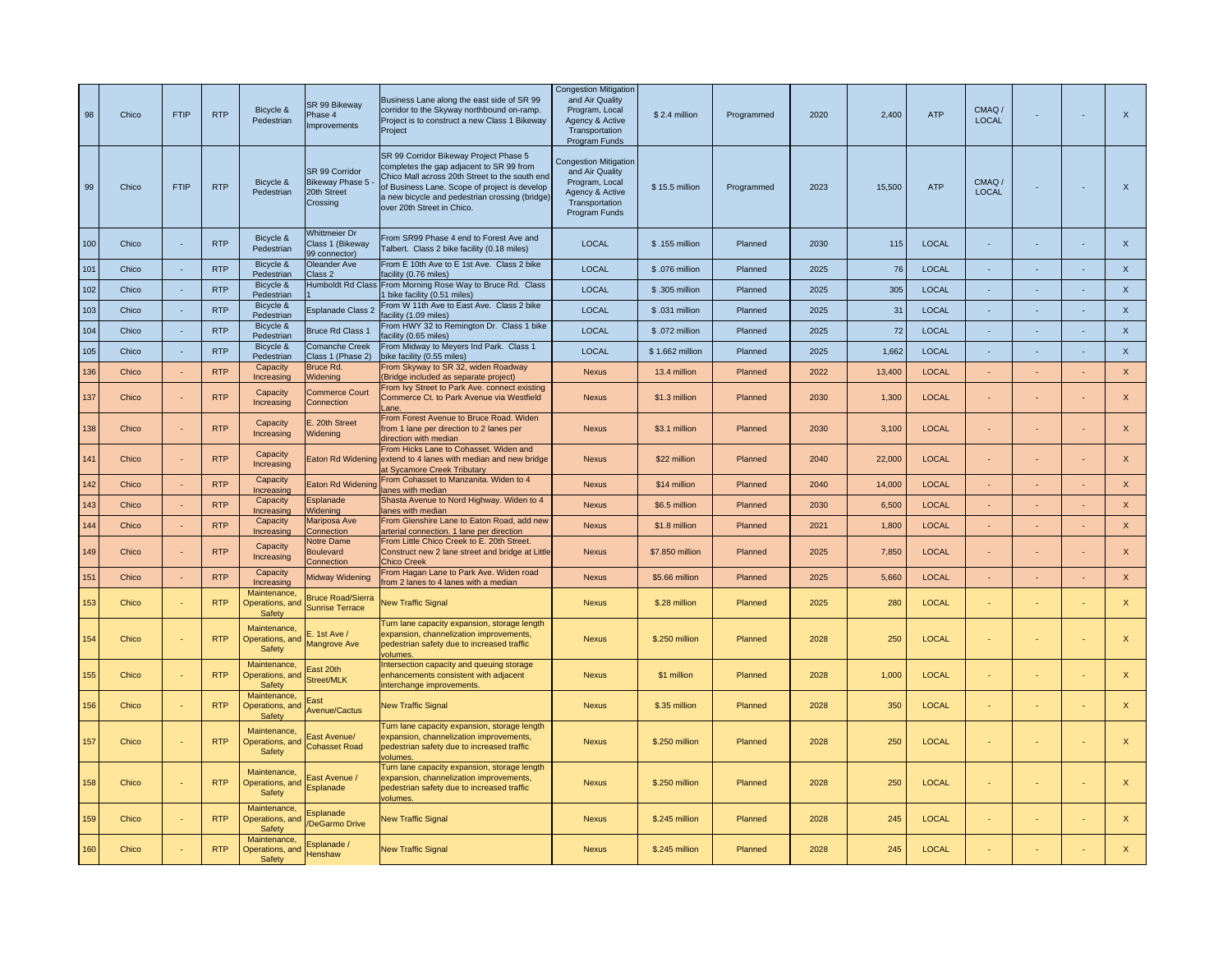| 98 | Chico | FTIP | RTP | Bicycle & Pedestrian | SR 99 Bikeway Phase 4 Improvements | Business Lane along the east side of SR 99 corridor to the Skyway northbound on-ramp. Project is to construct a new Class 1 Bikeway Project | Congestion Mitigation and Air Quality Program, Local Agency & Active Transportation Program Funds | $ 2.4 million | Programmed | 2020 | 2,400 | ATP | CMAQ / LOCAL | - | - | X |
|---|---|---|---|---|---|---|---|---|---|---|---|---|---|---|---|---|
| 99 | Chico | FTIP | RTP | Bicycle & Pedestrian | SR 99 Corridor Bikeway Phase 5 - 20th Street Crossing | SR 99 Corridor Bikeway Project Phase 5 completes the gap adjacent to SR 99 from Chico Mall across 20th Street to the south end of Business Lane. Scope of project is develop a new bicycle and pedestrian crossing (bridge) over 20th Street in Chico. | Congestion Mitigation and Air Quality Program, Local Agency & Active Transportation Program Funds | $ 15.5 million | Programmed | 2023 | 15,500 | ATP | CMAQ / LOCAL | - | - | X |
| 100 | Chico | - | RTP | Bicycle & Pedestrian | Whittmeier Dr Class 1 (Bikeway 99 connector) | From SR99 Phase 4 end to Forest Ave and Talbert. Class 2 bike facility (0.18 miles) | LOCAL | $ .155 million | Planned | 2030 | 115 | LOCAL | - | - | - | X |
| 101 | Chico | - | RTP | Bicycle & Pedestrian | Oleander Ave Class 2 | From E 10th Ave to E 1st Ave. Class 2 bike facility (0.76 miles) | LOCAL | $ .076 million | Planned | 2025 | 76 | LOCAL | - | - | - | X |
| 102 | Chico | - | RTP | Bicycle & Pedestrian | Humboldt Rd Class 1 | From Morning Rose Way to Bruce Rd. Class 1 bike facility (0.51 miles) | LOCAL | $ .305 million | Planned | 2025 | 305 | LOCAL | - | - | - | X |
| 103 | Chico | - | RTP | Bicycle & Pedestrian | Esplanade Class 2 | From W 11th Ave to East Ave. Class 2 bike facility (1.09 miles) | LOCAL | $ .031 million | Planned | 2025 | 31 | LOCAL | - | - | - | X |
| 104 | Chico | - | RTP | Bicycle & Pedestrian | Bruce Rd Class 1 | From HWY 32 to Remington Dr. Class 1 bike facility (0.65 miles) | LOCAL | $ .072 million | Planned | 2025 | 72 | LOCAL | - | - | - | X |
| 105 | Chico | - | RTP | Bicycle & Pedestrian | Comanche Creek Class 1 (Phase 2) | From Midway to Meyers Ind Park. Class 1 bike facility (0.55 miles) | LOCAL | $ 1.662 million | Planned | 2025 | 1,662 | LOCAL | - | - | - | X |
| 136 | Chico | - | RTP | Capacity Increasing | Bruce Rd. Widening | From Skyway to SR 32, widen Roadway (Bridge included as separate project) | Nexus | 13.4 million | Planned | 2022 | 13,400 | LOCAL | - | - | - | X |
| 137 | Chico | - | RTP | Capacity Increasing | Commerce Court Connection | From Ivy Street to Park Ave. connect existing Commerce Ct. to Park Avenue via Westfield Lane. | Nexus | $1.3 million | Planned | 2030 | 1,300 | LOCAL | - | - | - | X |
| 138 | Chico | - | RTP | Capacity Increasing | E. 20th Street Widening | From Forest Avenue to Bruce Road. Widen from 1 lane per direction to 2 lanes per direction with median | Nexus | $3.1 million | Planned | 2030 | 3,100 | LOCAL | - | - | - | X |
| 141 | Chico | - | RTP | Capacity Increasing | Eaton Rd Widening | From Hicks Lane to Cohasset. Widen and extend to 4 lanes with median and new bridge at Sycamore Creek Tributary | Nexus | $22 million | Planned | 2040 | 22,000 | LOCAL | - | - | - | X |
| 142 | Chico | - | RTP | Capacity Increasing | Eaton Rd Widening | From Cohasset to Manzanita. Widen to 4 lanes with median | Nexus | $14 million | Planned | 2040 | 14,000 | LOCAL | - | - | - | X |
| 143 | Chico | - | RTP | Capacity Increasing | Esplanade Widening | Shasta Avenue to Nord Highway. Widen to 4 lanes with median | Nexus | $6.5 million | Planned | 2030 | 6,500 | LOCAL | - | - | - | X |
| 144 | Chico | - | RTP | Capacity Increasing | Mariposa Ave Connection | From Glenshire Lane to Eaton Road, add new arterial connection. 1 lane per direction | Nexus | $1.8 million | Planned | 2021 | 1,800 | LOCAL | - | - | - | X |
| 149 | Chico | - | RTP | Capacity Increasing | Notre Dame Boulevard Connection | From Little Chico Creek to E. 20th Street. Construct new 2 lane street and bridge at Little Chico Creek | Nexus | $7.850 million | Planned | 2025 | 7,850 | LOCAL | - | - | - | X |
| 151 | Chico | - | RTP | Capacity Increasing | Midway Widening | From Hagan Lane to Park Ave. Widen road from 2 lanes to 4 lanes with a median | Nexus | $5.66 million | Planned | 2025 | 5,660 | LOCAL | - | - | - | X |
| 153 | Chico | - | RTP | Maintenance, Operations, and Safety | Bruce Road/Sierra Sunrise Terrace | New Traffic Signal | Nexus | $.28 million | Planned | 2025 | 280 | LOCAL | - | - | - | X |
| 154 | Chico | - | RTP | Maintenance, Operations, and Safety | E. 1st Ave / Mangrove Ave | Turn lane capacity expansion, storage length expansion, channelization improvements, pedestrian safety due to increased traffic volumes. | Nexus | $.250 million | Planned | 2028 | 250 | LOCAL | - | - | - | X |
| 155 | Chico | - | RTP | Maintenance, Operations, and Safety | East 20th Street/MLK | Intersection capacity and queuing storage enhancements consistent with adjacent interchange improvements. | Nexus | $1 million | Planned | 2028 | 1,000 | LOCAL | - | - | - | X |
| 156 | Chico | - | RTP | Maintenance, Operations, and Safety | East Avenue/Cactus | New Traffic Signal | Nexus | $.35 million | Planned | 2028 | 350 | LOCAL | - | - | - | X |
| 157 | Chico | - | RTP | Maintenance, Operations, and Safety | East Avenue/ Cohasset Road | Turn lane capacity expansion, storage length expansion, channelization improvements, pedestrian safety due to increased traffic volumes. | Nexus | $.250 million | Planned | 2028 | 250 | LOCAL | - | - | - | X |
| 158 | Chico | - | RTP | Maintenance, Operations, and Safety | East Avenue / Esplanade | Turn lane capacity expansion, storage length expansion, channelization improvements, pedestrian safety due to increased traffic volumes. | Nexus | $.250 million | Planned | 2028 | 250 | LOCAL | - | - | - | X |
| 159 | Chico | - | RTP | Maintenance, Operations, and Safety | Esplanade /DeGarmo Drive | New Traffic Signal | Nexus | $.245 million | Planned | 2028 | 245 | LOCAL | - | - | - | X |
| 160 | Chico | - | RTP | Maintenance, Operations, and Safety | Esplanade / Henshaw | New Traffic Signal | Nexus | $.245 million | Planned | 2028 | 245 | LOCAL | - | - | - | X |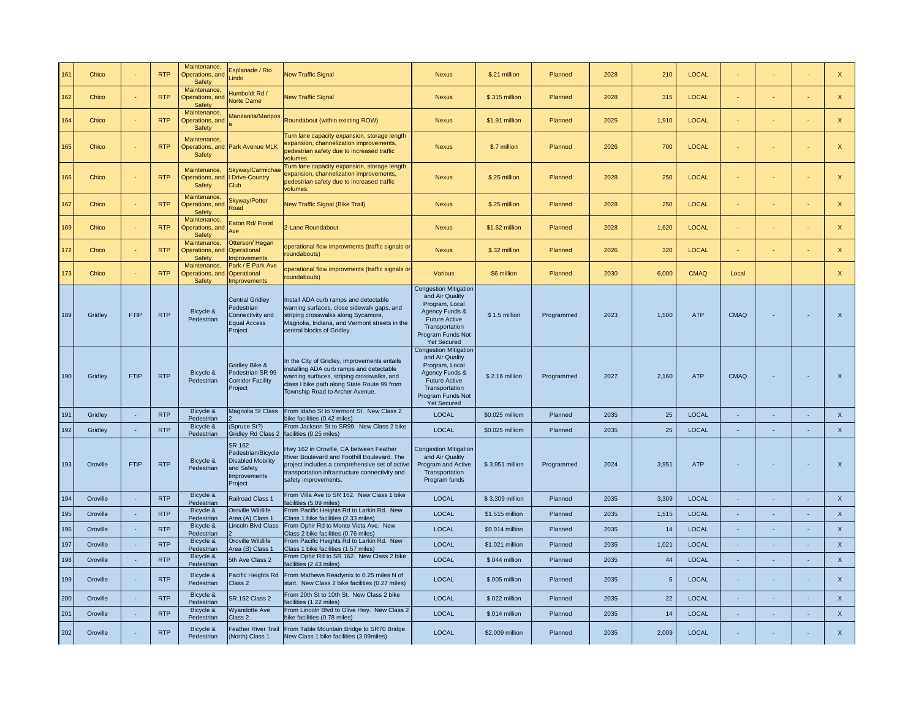| | | | | | | | | | | | | | | | | | |
|---|---|---|---|---|---|---|---|---|---|---|---|---|---|---|---|---|---|
| 161 | Chico | - | RTP | Maintenance, Operations, and Safety | Esplanade / Rio Lindo | New Traffic Signal | Nexus | $.21 million | Planned | 2028 | 210 | LOCAL | - | - | - | X |
| 162 | Chico | - | RTP | Maintenance, Operations, and Safety | Humboldt Rd / Norte Dame | New Traffic Signal | Nexus | $.315 million | Planned | 2028 | 315 | LOCAL | - | - | - | X |
| 164 | Chico | - | RTP | Maintenance, Operations, and Safety | Manzanita/Mariposa | Roundabout (within existing ROW) | Nexus | $1.91 million | Planned | 2025 | 1,910 | LOCAL | - | - | - | X |
| 165 | Chico | - | RTP | Maintenance, Operations, and Safety | Park Avenue MLK | Turn lane capacity expansion, storage length expansion, channelization improvements, pedestrian safety due to increased traffic volumes. | Nexus | $.7 million | Planned | 2026 | 700 | LOCAL | - | - | - | X |
| 166 | Chico | - | RTP | Maintenance, Operations, and Safety | Skyway/Carmichael Drive-Country Club | Turn lane capacity expansion, storage length expansion, channelization improvements, pedestrian safety due to increased traffic volumes. | Nexus | $.25 million | Planned | 2028 | 250 | LOCAL | - | - | - | X |
| 167 | Chico | - | RTP | Maintenance, Operations, and Safety | Skyway/Potter Road | New Traffic Signal (Bike Trail) | Nexus | $.25 million | Planned | 2028 | 250 | LOCAL | - | - | - | X |
| 169 | Chico | - | RTP | Maintenance, Operations, and Safety | Eaton Rd/ Floral Ave | 2-Lane Roundabout | Nexus | $1.62 million | Planned | 2028 | 1,620 | LOCAL | - | - | - | X |
| 172 | Chico | - | RTP | Maintenance, Operations, and Safety | Otterson/ Hegan Operational Improvements | operational flow improvments (traffic signals or roundabouts) | Nexus | $.32 million | Planned | 2026 | 320 | LOCAL | - | - | - | X |
| 173 | Chico | - | RTP | Maintenance, Operations, and Safety | Park / E Park Ave Operational Improvements | operational flow improvments (traffic signals or roundabouts) | Various | $6 million | Planned | 2030 | 6,000 | CMAQ | Local | | | X |
| 189 | Gridley | FTIP | RTP | Bicycle & Pedestrian | Central Gridley Pedestrian Connectivity and Equal Access Project | Install ADA curb ramps and detectable warning surfaces, close sidewalk gaps, and striping crosswalks along Sycamore, Magnolia, Indiana, and Vermont streets in the central blocks of Gridley. | Congestion Mitigation and Air Quality Program, Local Agency Funds & Future Active Transportation Program Funds Not Yet Secured | $ 1.5 million | Programmed | 2023 | 1,500 | ATP | CMAQ | - | - | X |
| 190 | Gridley | FTIP | RTP | Bicycle & Pedestrian | Gridley Bike & Pedestrian SR 99 Corridor Facility Project | In the City of Gridley, improvements entails installing ADA curb ramps and detectable warning surfaces, striping crosswalks, and class I bike path along State Route 99 from Township Road to Archer Avenue. | Congestion Mitigation and Air Quality Program, Local Agency Funds & Future Active Transportation Program Funds Not Yet Secured | $ 2.16 million | Programmed | 2027 | 2,160 | ATP | CMAQ | - | - | X |
| 191 | Gridley | - | RTP | Bicycle & Pedestrian | Magnolia St Class 2 | From Idaho St to Vermont St. New Class 2 bike facilities (0.42 miles) | LOCAL | $0.025 milliom | Planned | 2035 | 25 | LOCAL | - | - | - | X |
| 192 | Gridley | - | RTP | Bicycle & Pedestrian | (Spruce St?) Gridley Rd Class 2 | From Jackson St to SR99. New Class 2 bike facilities (0.25 miles) | LOCAL | $0.025 milliom | Planned | 2035 | 25 | LOCAL | - | - | - | X |
| 193 | Oroville | FTIP | RTP | Bicycle & Pedestrian | SR 162 Pedestrian/Bicycle Disabled Mobility and Safety Improvements Project | Hwy 162 in Oroville, CA between Feather River Boulevard and Foothill Boulevard. The project includes a comprehensive set of active transportation infrastructure connectivity and safety improvements. | Congestion Mitigation and Air Quality Program and Active Transportation Program funds | $ 3.951 million | Programmed | 2024 | 3,951 | ATP | - | - | - | X |
| 194 | Oroville | - | RTP | Bicycle & Pedestrian | Railroad Class 1 | From Villa Ave to SR 162. New Class 1 bike facilities (5.09 miles) | LOCAL | $ 3.309 million | Planned | 2035 | 3,309 | LOCAL | - | - | - | X |
| 195 | Oroville | - | RTP | Bicycle & Pedestrian | Oroville Wildlife Area (A) Class 1 | From Pacific Heights Rd to Larkin Rd. New Class 1 bike facilities (2.33 miles) | LOCAL | $1.515 million | Planned | 2035 | 1,515 | LOCAL | - | - | - | X |
| 196 | Oroville | - | RTP | Bicycle & Pedestrian | Lincoln Blvd Class 2 | From Ophir Rd to Monte Vista Ave. New Class 2 bike facilities (0.76 miles) | LOCAL | $0.014 million | Planned | 2035 | 14 | LOCAL | - | - | - | X |
| 197 | Oroville | - | RTP | Bicycle & Pedestrian | Oroville Wildlife Area (B) Class 1 | From Pacific Heights Rd to Larkin Rd. New Class 1 bike facilities (1.57 miles) | LOCAL | $1.021 million | Planned | 2035 | 1,021 | LOCAL | - | - | - | X |
| 198 | Oroville | - | RTP | Bicycle & Pedestrian | 5th Ave Class 2 | From Ophir Rd to SR 162. New Class 2 bike facilities (2.43 miles) | LOCAL | $.044 million | Planned | 2035 | 44 | LOCAL | - | - | - | X |
| 199 | Oroville | - | RTP | Bicycle & Pedestrian | Pacific Heights Rd Class 2 | From Mathews Readymix to 0.25 miles N of start. New Class 2 bike facilities (0.27 miles) | LOCAL | $.005 million | Planned | 2035 | 5 | LOCAL | - | - | - | X |
| 200 | Oroville | - | RTP | Bicycle & Pedestrian | SR 162 Class 2 | From 20th St to 10th St. New Class 2 bike facilities (1.22 miles) | LOCAL | $.022 million | Planned | 2035 | 22 | LOCAL | - | - | - | X |
| 201 | Oroville | - | RTP | Bicycle & Pedestrian | Wyandotte Ave Class 2 | From Lincoln Blvd to Olive Hwy. New Class 2 bike facilities (0.78 miles) | LOCAL | $.014 million | Planned | 2035 | 14 | LOCAL | - | - | - | X |
| 202 | Oroville | - | RTP | Bicycle & Pedestrian | Feather River Trail (North) Class 1 | From Table Mountain Bridge to SR70 Bridge. New Class 1 bike facilities (3.09miles) | LOCAL | $2.009 million | Planned | 2035 | 2,009 | LOCAL | - | - | - | X |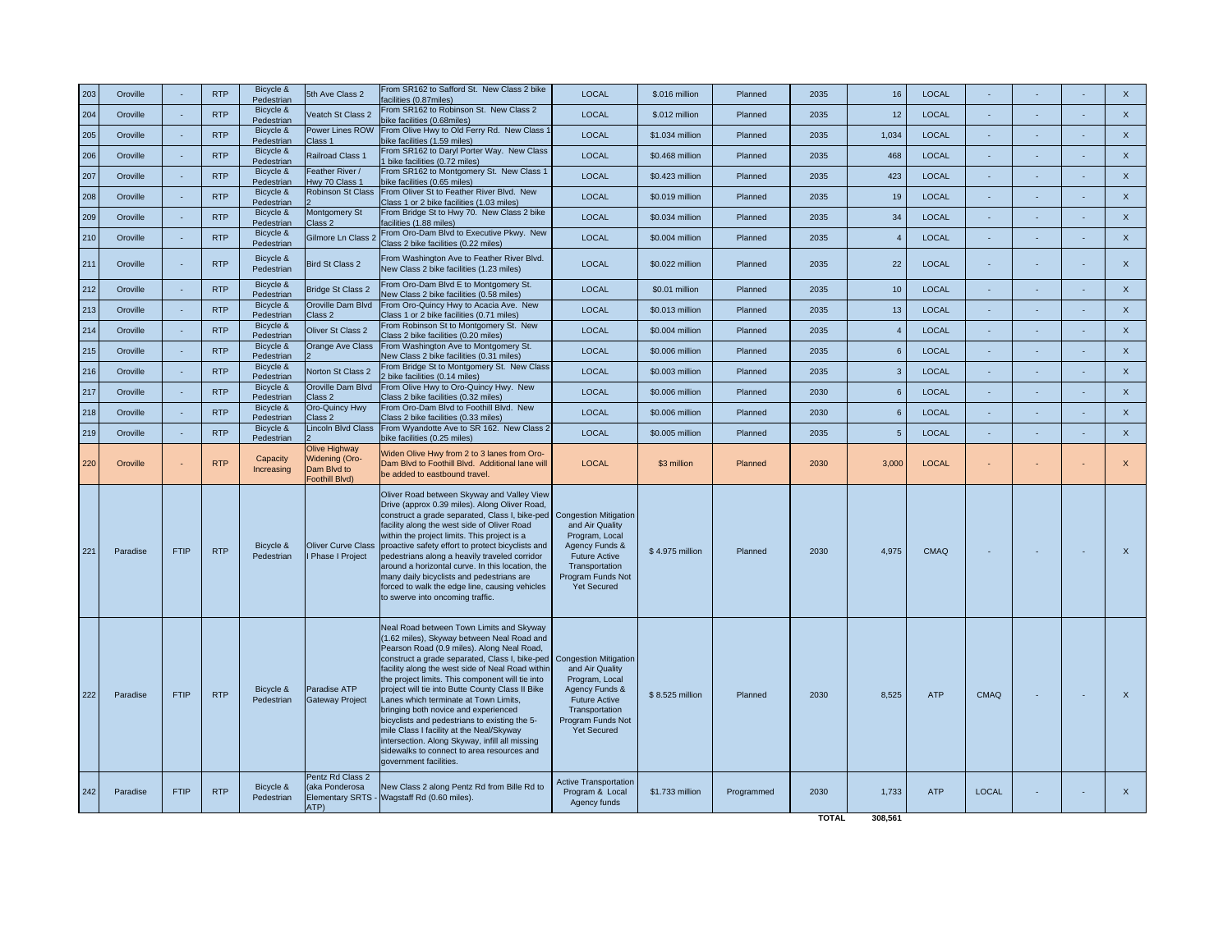| | | | | | | | | | | | | | | | | | |
|---|---|---|---|---|---|---|---|---|---|---|---|---|---|---|---|---|---|
| 203 | Oroville | - | RTP | Bicycle & Pedestrian | 5th Ave Class 2 | From SR162 to Safford St. New Class 2 bike facilities (0.87miles) | LOCAL | $.016 million | Planned | 2035 | 16 | LOCAL | - | - | - | X |
| 204 | Oroville | - | RTP | Bicycle & Pedestrian | Veatch St Class 2 | From SR162 to Robinson St. New Class 2 bike facilities (0.68miles) | LOCAL | $.012 million | Planned | 2035 | 12 | LOCAL | - | - | - | X |
| 205 | Oroville | - | RTP | Bicycle & Pedestrian | Power Lines ROW Class 1 | From Olive Hwy to Old Ferry Rd. New Class 1 bike facilities (1.59 miles) | LOCAL | $1.034 million | Planned | 2035 | 1,034 | LOCAL | - | - | - | X |
| 206 | Oroville | - | RTP | Bicycle & Pedestrian | Railroad Class 1 | From SR162 to Daryl Porter Way. New Class 1 bike facilities (0.72 miles) | LOCAL | $0.468 million | Planned | 2035 | 468 | LOCAL | - | - | - | X |
| 207 | Oroville | - | RTP | Bicycle & Pedestrian | Feather River / Hwy 70 Class 1 | From SR162 to Montgomery St. New Class 1 bike facilities (0.65 miles) | LOCAL | $0.423 million | Planned | 2035 | 423 | LOCAL | - | - | - | X |
| 208 | Oroville | - | RTP | Bicycle & Pedestrian | Robinson St Class 2 | From Oliver St to Feather River Blvd. New Class 1 or 2 bike facilities (1.03 miles) | LOCAL | $0.019 million | Planned | 2035 | 19 | LOCAL | - | - | - | X |
| 209 | Oroville | - | RTP | Bicycle & Pedestrian | Montgomery St Class 2 | From Bridge St to Hwy 70. New Class 2 bike facilities (1.88 miles) | LOCAL | $0.034 million | Planned | 2035 | 34 | LOCAL | - | - | - | X |
| 210 | Oroville | - | RTP | Bicycle & Pedestrian | Gilmore Ln Class 2 | From Oro-Dam Blvd to Executive Pkwy. New Class 2 bike facilities (0.22 miles) | LOCAL | $0.004 million | Planned | 2035 | 4 | LOCAL | - | - | - | X |
| 211 | Oroville | - | RTP | Bicycle & Pedestrian | Bird St Class 2 | From Washington Ave to Feather River Blvd. New Class 2 bike facilities (1.23 miles) | LOCAL | $0.022 million | Planned | 2035 | 22 | LOCAL | - | - | - | X |
| 212 | Oroville | - | RTP | Bicycle & Pedestrian | Bridge St Class 2 | From Oro-Dam Blvd E to Montgomery St. New Class 2 bike facilities (0.58 miles) | LOCAL | $0.01 million | Planned | 2035 | 10 | LOCAL | - | - | - | X |
| 213 | Oroville | - | RTP | Bicycle & Pedestrian | Oroville Dam Blvd Class 2 | From Oro-Quincy Hwy to Acacia Ave. New Class 1 or 2 bike facilities (0.71 miles) | LOCAL | $0.013 million | Planned | 2035 | 13 | LOCAL | - | - | - | X |
| 214 | Oroville | - | RTP | Bicycle & Pedestrian | Oliver St Class 2 | From Robinson St to Montgomery St. New Class 2 bike facilities (0.20 miles) | LOCAL | $0.004 million | Planned | 2035 | 4 | LOCAL | - | - | - | X |
| 215 | Oroville | - | RTP | Bicycle & Pedestrian | Orange Ave Class 2 | From Washington Ave to Montgomery St. New Class 2 bike facilities (0.31 miles) | LOCAL | $0.006 million | Planned | 2035 | 6 | LOCAL | - | - | - | X |
| 216 | Oroville | - | RTP | Bicycle & Pedestrian | Norton St Class 2 | From Bridge St to Montgomery St. New Class 2 bike facilities (0.14 miles) | LOCAL | $0.003 million | Planned | 2035 | 3 | LOCAL | - | - | - | X |
| 217 | Oroville | - | RTP | Bicycle & Pedestrian | Oroville Dam Blvd Class 2 | From Olive Hwy to Oro-Quincy Hwy. New Class 2 bike facilities (0.32 miles) | LOCAL | $0.006 million | Planned | 2030 | 6 | LOCAL | - | - | - | X |
| 218 | Oroville | - | RTP | Bicycle & Pedestrian | Oro-Quincy Hwy Class 2 | From Oro-Dam Blvd to Foothill Blvd. New Class 2 bike facilities (0.33 miles) | LOCAL | $0.006 million | Planned | 2030 | 6 | LOCAL | - | - | - | X |
| 219 | Oroville | - | RTP | Bicycle & Pedestrian | Lincoln Blvd Class 2 | From Wyandotte Ave to SR 162. New Class 2 bike facilities (0.25 miles) | LOCAL | $0.005 million | Planned | 2035 | 5 | LOCAL | - | - | - | X |
| 220 | Oroville | - | RTP | Capacity Increasing | Olive Highway Widening (Oro-Dam Blvd to Foothill Blvd) | Widen Olive Hwy from 2 to 3 lanes from Oro-Dam Blvd to Foothill Blvd. Additional lane will be added to eastbound travel. | LOCAL | $3 million | Planned | 2030 | 3,000 | LOCAL | - | - | - | X |
| 221 | Paradise | FTIP | RTP | Bicycle & Pedestrian | Oliver Curve Class I Phase I Project | Oliver Road between Skyway and Valley View Drive (approx 0.39 miles). Along Oliver Road, construct a grade separated, Class I, bike-ped facility along the west side of Oliver Road within the project limits. This project is a proactive safety effort to protect bicyclists and pedestrians along a heavily traveled corridor around a horizontal curve. In this location, the many daily bicyclists and pedestrians are forced to walk the edge line, causing vehicles to swerve into oncoming traffic. | Congestion Mitigation and Air Quality Program, Local Agency Funds & Future Active Transportation Program Funds Not Yet Secured | $ 4.975 million | Planned | 2030 | 4,975 | CMAQ | - | - | - | X |
| 222 | Paradise | FTIP | RTP | Bicycle & Pedestrian | Paradise ATP Gateway Project | Neal Road between Town Limits and Skyway (1.62 miles), Skyway between Neal Road and Pearson Road (0.9 miles). Along Neal Road, construct a grade separated, Class I, bike-ped facility along the west side of Neal Road within the project limits. This component will tie into project will tie into Butte County Class II Bike Lanes which terminate at Town Limits, bringing both novice and experienced bicyclists and pedestrians to existing the 5-mile Class I facility at the Neal/Skyway intersection. Along Skyway, infill all missing sidewalks to connect to area resources and government facilities. | Congestion Mitigation and Air Quality Program, Local Agency Funds & Future Active Transportation Program Funds Not Yet Secured | $ 8.525 million | Planned | 2030 | 8,525 | ATP | CMAQ | - | - | X |
| 242 | Paradise | FTIP | RTP | Bicycle & Pedestrian | Pentz Rd Class 2 (aka Ponderosa Elementary SRTS - ATP) | New Class 2 along Pentz Rd from Bille Rd to Wagstaff Rd (0.60 miles). | Active Transportation Program & Local Agency funds | $1.733 million | Programmed | 2030 | 1,733 | ATP | LOCAL | - | - | X |
| | | | | | | | | | | TOTAL | 308,561 | | | | | |